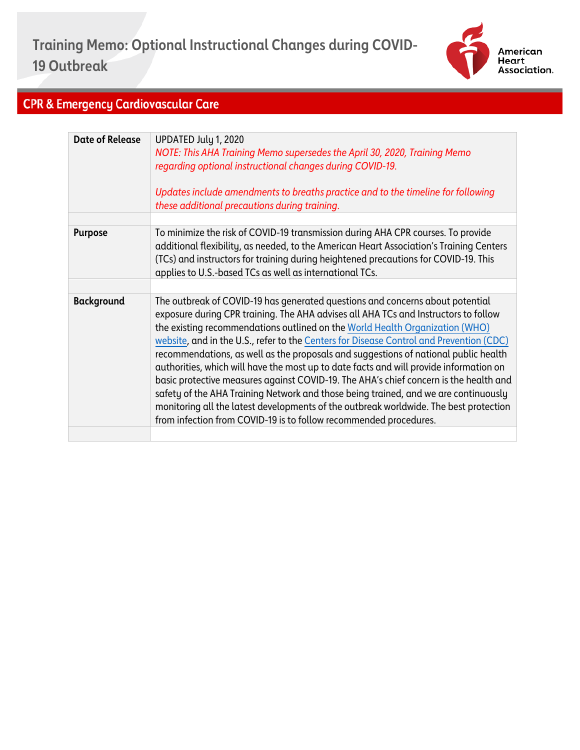# Training Memo: Optional Instructional Changes during COVID-19 Outbreak

## CPR & Emergency Cardiovascular Care

| | |
|---|---|
| **Date of Release** | UPDATED July 1, 2020<br>*NOTE: This AHA Training Memo supersedes the April 30, 2020, Training Memo regarding optional instructional changes during COVID-19.*<br><br>*Updates include amendments to breaths practice and to the timeline for following these additional precautions during training.* |
| | |
| **Purpose** | To minimize the risk of COVID-19 transmission during AHA CPR courses. To provide additional flexibility, as needed, to the American Heart Association's Training Centers (TCs) and instructors for training during heightened precautions for COVID-19. This applies to U.S.-based TCs as well as international TCs. |
| | |
| **Background** | The outbreak of COVID-19 has generated questions and concerns about potential exposure during CPR training. The AHA advises all AHA TCs and Instructors to follow the existing recommendations outlined on the World Health Organization (WHO) website, and in the U.S., refer to the Centers for Disease Control and Prevention (CDC) recommendations, as well as the proposals and suggestions of national public health authorities, which will have the most up to date facts and will provide information on basic protective measures against COVID-19. The AHA's chief concern is the health and safety of the AHA Training Network and those being trained, and we are continuously monitoring all the latest developments of the outbreak worldwide. The best protection from infection from COVID-19 is to follow recommended procedures. |
| | |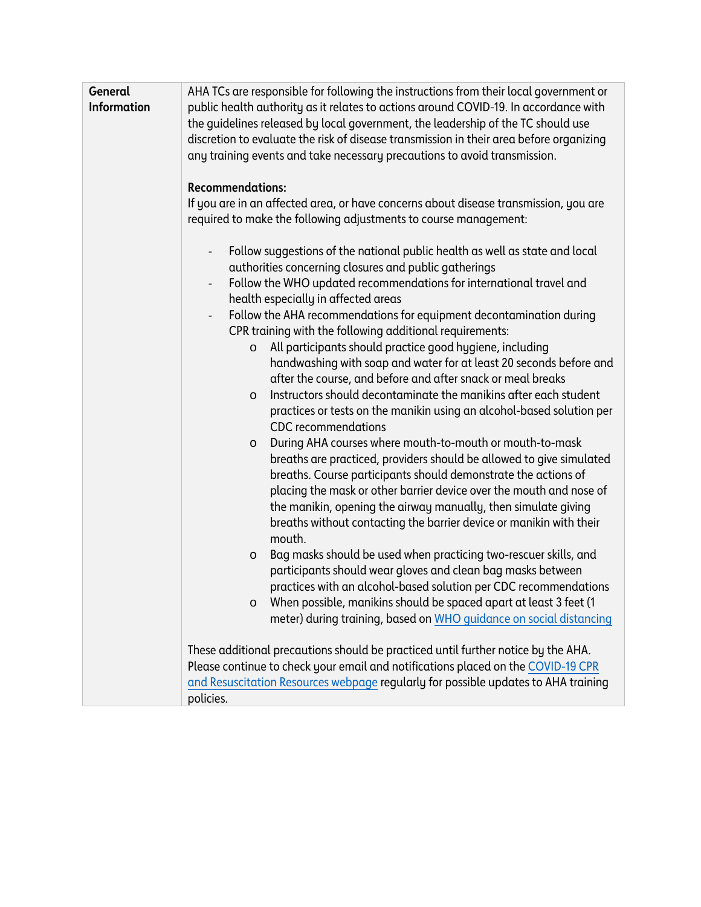| | |
|---|---|
| **General Information** | AHA TCs are responsible for following the instructions from their local government or public health authority as it relates to actions around COVID-19. In accordance with the guidelines released by local government, the leadership of the TC should use discretion to evaluate the risk of disease transmission in their area before organizing any training events and take necessary precautions to avoid transmission.<br><br>**Recommendations:**<br>If you are in an affected area, or have concerns about disease transmission, you are required to make the following adjustments to course management:<br><br>- Follow suggestions of the national public health as well as state and local authorities concerning closures and public gatherings<br>- Follow the WHO updated recommendations for international travel and health especially in affected areas<br>- Follow the AHA recommendations for equipment decontamination during CPR training with the following additional requirements:<br>&nbsp;&nbsp;&nbsp;&nbsp;o All participants should practice good hygiene, including handwashing with soap and water for at least 20 seconds before and after the course, and before and after snack or meal breaks<br>&nbsp;&nbsp;&nbsp;&nbsp;o Instructors should decontaminate the manikins after each student practices or tests on the manikin using an alcohol-based solution per CDC recommendations<br>&nbsp;&nbsp;&nbsp;&nbsp;o During AHA courses where mouth-to-mouth or mouth-to-mask breaths are practiced, providers should be allowed to give simulated breaths. Course participants should demonstrate the actions of placing the mask or other barrier device over the mouth and nose of the manikin, opening the airway manually, then simulate giving breaths without contacting the barrier device or manikin with their mouth.<br>&nbsp;&nbsp;&nbsp;&nbsp;o Bag masks should be used when practicing two-rescuer skills, and participants should wear gloves and clean bag masks between practices with an alcohol-based solution per CDC recommendations<br>&nbsp;&nbsp;&nbsp;&nbsp;o When possible, manikins should be spaced apart at least 3 feet (1 meter) during training, based on WHO guidance on social distancing<br><br>These additional precautions should be practiced until further notice by the AHA. Please continue to check your email and notifications placed on the COVID-19 CPR and Resuscitation Resources webpage regularly for possible updates to AHA training policies. |